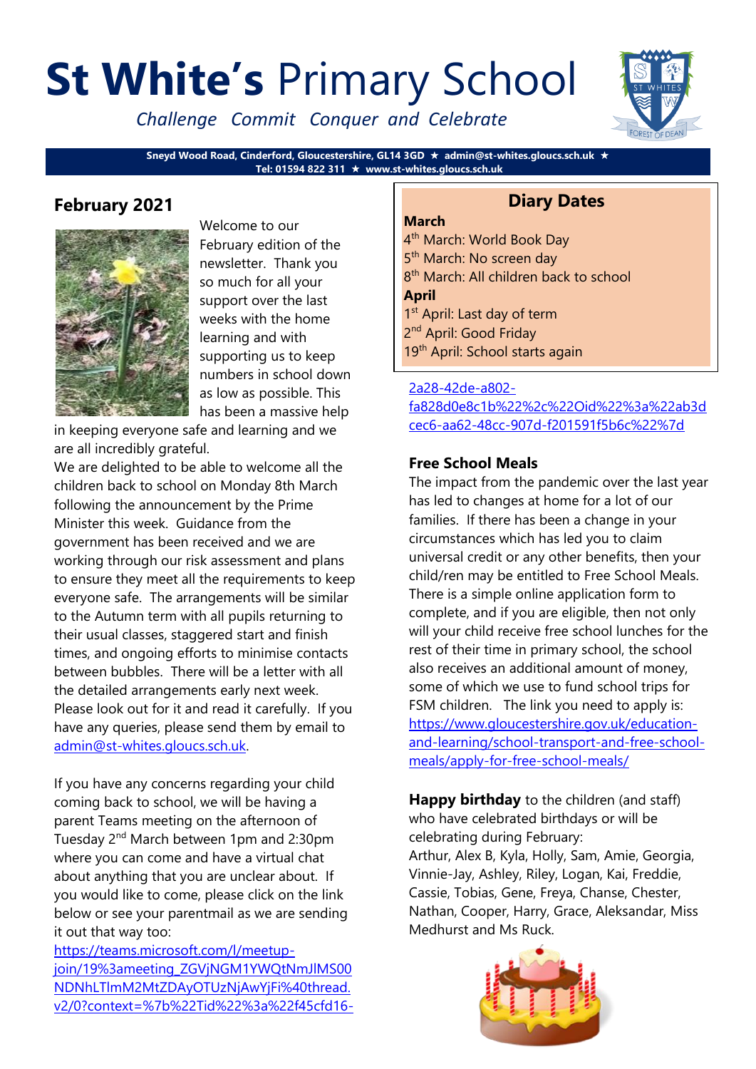# St White's Primary School

*Challenge Commit Conquer and Celebrate*

**Sneyd Wood Road, Cinderford, Gloucestershire, GL14 3GD ★ admin@st-whites.gloucs.sch.uk ★ Tel: 01594 822 311 ★ www.st-whites.gloucs.sch.uk**

## February 2021

Welcome to our February edition of the newsletter. Thank you so much for all your support over the last weeks with the home learning and with supporting us to keep numbers in school down as low as possible. This has been a massive help in keeping everyone safe and learning and we are all incredibly grateful.

We are delighted to be able to welcome all the children back to school on Monday 8th March following the announcement by the Prime Minister this week. Guidance from the government has been received and we are working through our risk assessment and plans to ensure they meet all the requirements to keep everyone safe. The arrangements will be similar to the Autumn term with all pupils returning to their usual classes, staggered start and finish times, and ongoing efforts to minimise contacts between bubbles. There will be a letter with all the detailed arrangements early next week. Please look out for it and read it carefully. If you have any queries, please send them by email to admin@st-whites.gloucs.sch.uk.

If you have any concerns regarding your child coming back to school, we will be having a parent Teams meeting on the afternoon of Tuesday 2nd March between 1pm and 2:30pm where you can come and have a virtual chat about anything that you are unclear about. If you would like to come, please click on the link below or see your parentmail as we are sending it out that way too:

https://teams.microsoft.com/l/meetup-join/19%3ameeting_ZGVjNGM1YWQtNmJlMS00NDNhLTlmM2MtZDAyOTUzNjAwYjFi%40thread.v2/0?context=%7b%22Tid%22%3a%22f45cfd16-2a28-42de-a802-fa828d0e8c1b%22%2c%22Oid%22%3a%22ab3dcec6-aa62-48cc-907d-f201591f5b6c%22%7d

## Diary Dates

**March**

4th March: World Book Day
5th March: No screen day
8th March: All children back to school

**April**

1st April: Last day of term
2nd April: Good Friday
19th April: School starts again

### Free School Meals

The impact from the pandemic over the last year has led to changes at home for a lot of our families. If there has been a change in your circumstances which has led you to claim universal credit or any other benefits, then your child/ren may be entitled to Free School Meals. There is a simple online application form to complete, and if you are eligible, then not only will your child receive free school lunches for the rest of their time in primary school, the school also receives an additional amount of money, some of which we use to fund school trips for FSM children. The link you need to apply is: https://www.gloucestershire.gov.uk/education-and-learning/school-transport-and-free-school-meals/apply-for-free-school-meals/

**Happy birthday** to the children (and staff) who have celebrated birthdays or will be celebrating during February:
Arthur, Alex B, Kyla, Holly, Sam, Amie, Georgia, Vinnie-Jay, Ashley, Riley, Logan, Kai, Freddie, Cassie, Tobias, Gene, Freya, Chanse, Chester, Nathan, Cooper, Harry, Grace, Aleksandar, Miss Medhurst and Ms Ruck.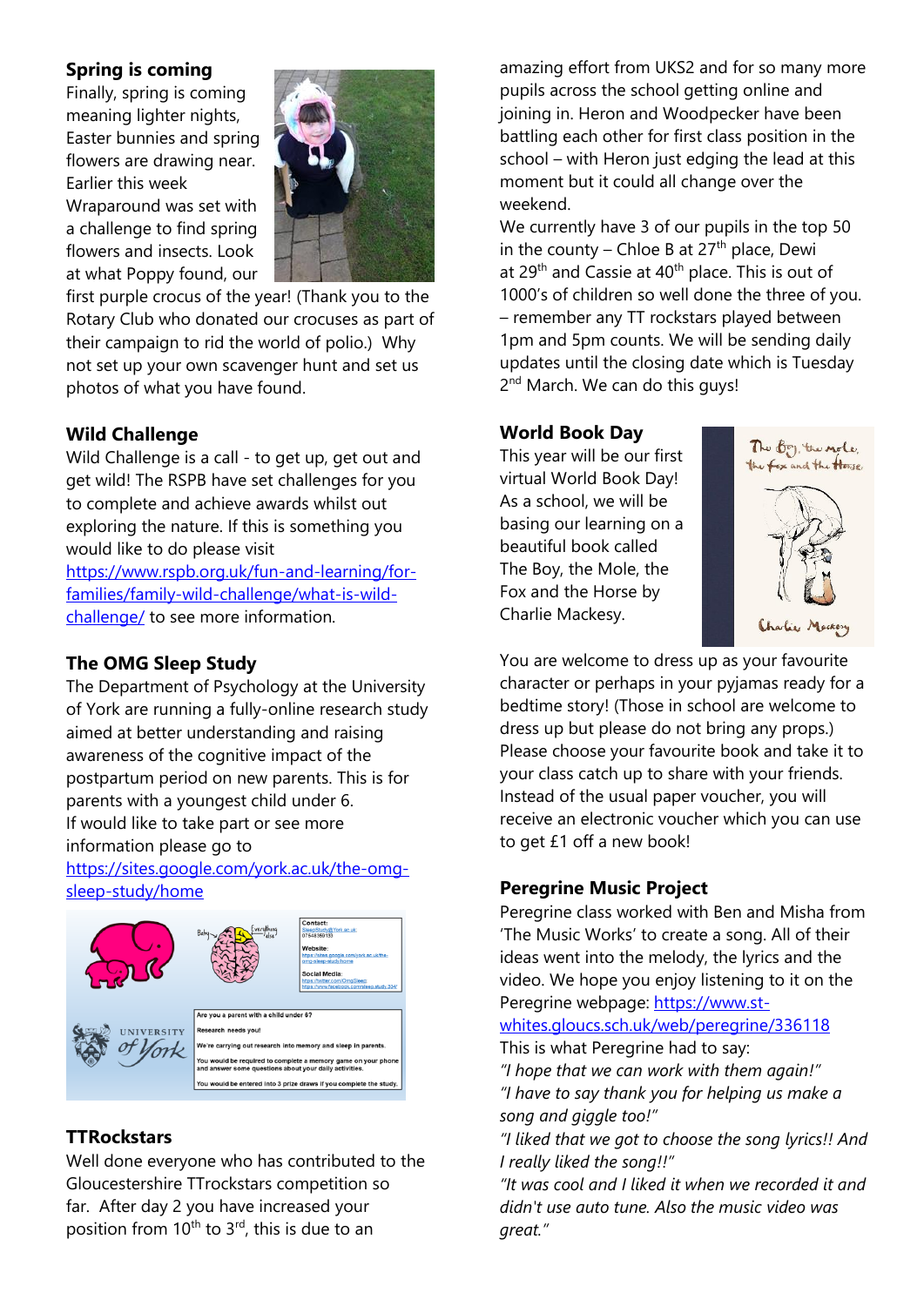## Spring is coming

Finally, spring is coming meaning lighter nights, Easter bunnies and spring flowers are drawing near. Earlier this week Wraparound was set with a challenge to find spring flowers and insects. Look at what Poppy found, our first purple crocus of the year! (Thank you to the Rotary Club who donated our crocuses as part of their campaign to rid the world of polio.) Why not set up your own scavenger hunt and set us photos of what you have found.

## Wild Challenge

Wild Challenge is a call - to get up, get out and get wild! The RSPB have set challenges for you to complete and achieve awards whilst out exploring the nature. If this is something you would like to do please visit https://www.rspb.org.uk/fun-and-learning/for-families/family-wild-challenge/what-is-wild-challenge/ to see more information.

## The OMG Sleep Study

The Department of Psychology at the University of York are running a fully-online research study aimed at better understanding and raising awareness of the cognitive impact of the postpartum period on new parents. This is for parents with a youngest child under 6.
If would like to take part or see more information please go to https://sites.google.com/york.ac.uk/the-omg-sleep-study/home

## TTRockstars

Well done everyone who has contributed to the Gloucestershire TTrockstars competition so far. After day 2 you have increased your position from 10th to 3rd, this is due to an amazing effort from UKS2 and for so many more pupils across the school getting online and joining in. Heron and Woodpecker have been battling each other for first class position in the school – with Heron just edging the lead at this moment but it could all change over the weekend.

We currently have 3 of our pupils in the top 50 in the county – Chloe B at 27th place, Dewi at 29th and Cassie at 40th place. This is out of 1000's of children so well done the three of you. – remember any TT rockstars played between 1pm and 5pm counts. We will be sending daily updates until the closing date which is Tuesday 2nd March. We can do this guys!

## World Book Day

This year will be our first virtual World Book Day! As a school, we will be basing our learning on a beautiful book called The Boy, the Mole, the Fox and the Horse by Charlie Mackesy.

You are welcome to dress up as your favourite character or perhaps in your pyjamas ready for a bedtime story! (Those in school are welcome to dress up but please do not bring any props.) Please choose your favourite book and take it to your class catch up to share with your friends. Instead of the usual paper voucher, you will receive an electronic voucher which you can use to get £1 off a new book!

## Peregrine Music Project

Peregrine class worked with Ben and Misha from 'The Music Works' to create a song. All of their ideas went into the melody, the lyrics and the video. We hope you enjoy listening to it on the Peregrine webpage: https://www.st-whites.gloucs.sch.uk/web/peregrine/336118

This is what Peregrine had to say:

*"I hope that we can work with them again!"*

*"I have to say thank you for helping us make a song and giggle too!"*

*"I liked that we got to choose the song lyrics!! And I really liked the song!!"*

*"It was cool and I liked it when we recorded it and didn't use auto tune. Also the music video was great."*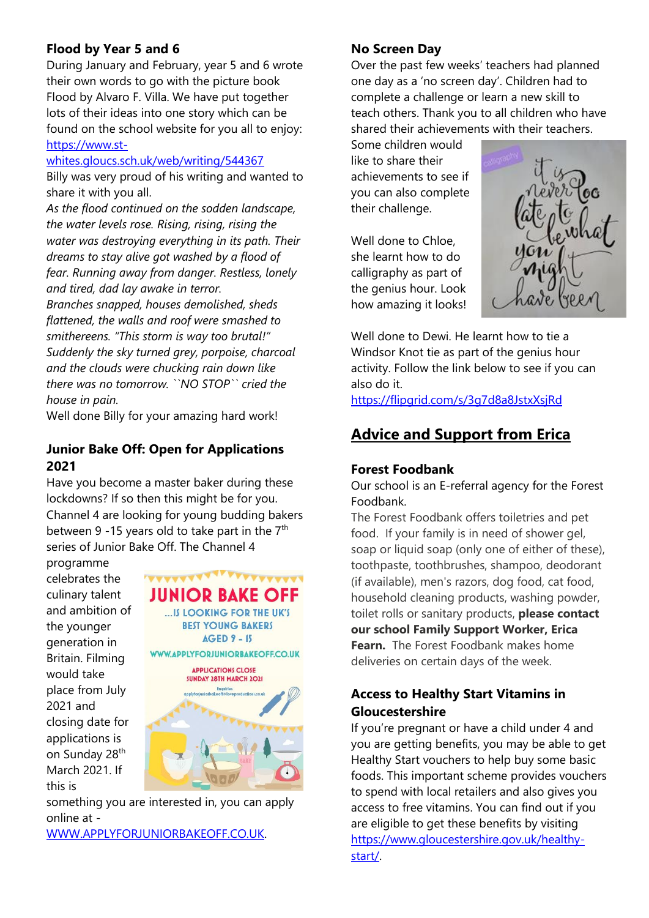### Flood by Year 5 and 6

During January and February, year 5 and 6 wrote their own words to go with the picture book Flood by Alvaro F. Villa. We have put together lots of their ideas into one story which can be found on the school website for you all to enjoy: [https://www.st-whites.gloucs.sch.uk/web/writing/544367](https://www.st-whites.gloucs.sch.uk/web/writing/544367)

Billy was very proud of his writing and wanted to share it with you all.

*As the flood continued on the sodden landscape, the water levels rose. Rising, rising, rising the water was destroying everything in its path. Their dreams to stay alive got washed by a flood of fear. Running away from danger. Restless, lonely and tired, dad lay awake in terror.*

*Branches snapped, houses demolished, sheds flattened, the walls and roof were smashed to smithereens. "This storm is way too brutal!" Suddenly the sky turned grey, porpoise, charcoal and the clouds were chucking rain down like there was no tomorrow. ``NO STOP`` cried the house in pain.*

Well done Billy for your amazing hard work!

### Junior Bake Off: Open for Applications 2021

Have you become a master baker during these lockdowns? If so then this might be for you. Channel 4 are looking for young budding bakers between 9 -15 years old to take part in the 7th series of Junior Bake Off. The Channel 4 programme celebrates the culinary talent and ambition of the younger generation in Britain. Filming would take place from July 2021 and closing date for applications is on Sunday 28th March 2021. If this is something you are interested in, you can apply online at - [WWW.APPLYFORJUNIORBAKEOFF.CO.UK](http://WWW.APPLYFORJUNIORBAKEOFF.CO.UK).

### No Screen Day

Over the past few weeks' teachers had planned one day as a 'no screen day'. Children had to complete a challenge or learn a new skill to teach others. Thank you to all children who have shared their achievements with their teachers. Some children would like to share their achievements to see if you can also complete their challenge.

Well done to Chloe, she learnt how to do calligraphy as part of the genius hour. Look how amazing it looks!

Well done to Dewi. He learnt how to tie a Windsor Knot tie as part of the genius hour activity. Follow the link below to see if you can also do it.

[https://flipgrid.com/s/3g7d8a8JstxXsjRd](https://flipgrid.com/s/3g7d8a8JstxXsjRd)

## Advice and Support from Erica

### Forest Foodbank

Our school is an E-referral agency for the Forest Foodbank.

The Forest Foodbank offers toiletries and pet food. If your family is in need of shower gel, soap or liquid soap (only one of either of these), toothpaste, toothbrushes, shampoo, deodorant (if available), men's razors, dog food, cat food, household cleaning products, washing powder, toilet rolls or sanitary products, **please contact our school Family Support Worker, Erica Fearn.** The Forest Foodbank makes home deliveries on certain days of the week.

### Access to Healthy Start Vitamins in Gloucestershire

If you're pregnant or have a child under 4 and you are getting benefits, you may be able to get Healthy Start vouchers to help buy some basic foods. This important scheme provides vouchers to spend with local retailers and also gives you access to free vitamins. You can find out if you are eligible to get these benefits by visiting [https://www.gloucestershire.gov.uk/healthy-start/](https://www.gloucestershire.gov.uk/healthy-start/).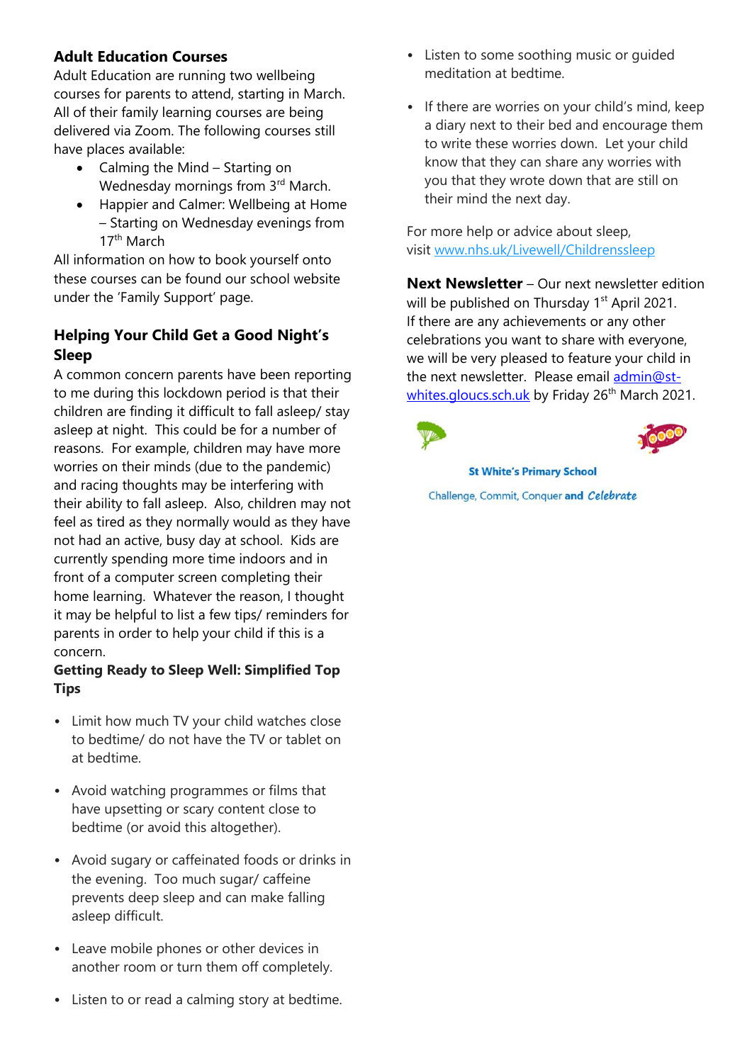## Adult Education Courses

Adult Education are running two wellbeing courses for parents to attend, starting in March. All of their family learning courses are being delivered via Zoom. The following courses still have places available:

- Calming the Mind – Starting on Wednesday mornings from 3rd March.
- Happier and Calmer: Wellbeing at Home – Starting on Wednesday evenings from 17th March

All information on how to book yourself onto these courses can be found our school website under the 'Family Support' page.

## Helping Your Child Get a Good Night's Sleep

A common concern parents have been reporting to me during this lockdown period is that their children are finding it difficult to fall asleep/ stay asleep at night. This could be for a number of reasons. For example, children may have more worries on their minds (due to the pandemic) and racing thoughts may be interfering with their ability to fall asleep. Also, children may not feel as tired as they normally would as they have not had an active, busy day at school. Kids are currently spending more time indoors and in front of a computer screen completing their home learning. Whatever the reason, I thought it may be helpful to list a few tips/ reminders for parents in order to help your child if this is a concern.

**Getting Ready to Sleep Well: Simplified Top Tips**

- Limit how much TV your child watches close to bedtime/ do not have the TV or tablet on at bedtime.
- Avoid watching programmes or films that have upsetting or scary content close to bedtime (or avoid this altogether).
- Avoid sugary or caffeinated foods or drinks in the evening. Too much sugar/ caffeine prevents deep sleep and can make falling asleep difficult.
- Leave mobile phones or other devices in another room or turn them off completely.
- Listen to or read a calming story at bedtime.
- Listen to some soothing music or guided meditation at bedtime.
- If there are worries on your child's mind, keep a diary next to their bed and encourage them to write these worries down. Let your child know that they can share any worries with you that they wrote down that are still on their mind the next day.

For more help or advice about sleep, visit www.nhs.uk/Livewell/Childrenssleep

**Next Newsletter** – Our next newsletter edition will be published on Thursday 1st April 2021. If there are any achievements or any other celebrations you want to share with everyone, we will be very pleased to feature your child in the next newsletter. Please email admin@st-whites.gloucs.sch.uk by Friday 26th March 2021.

**St White's Primary School**

Challenge, Commit, Conquer **and** ***Celebrate***